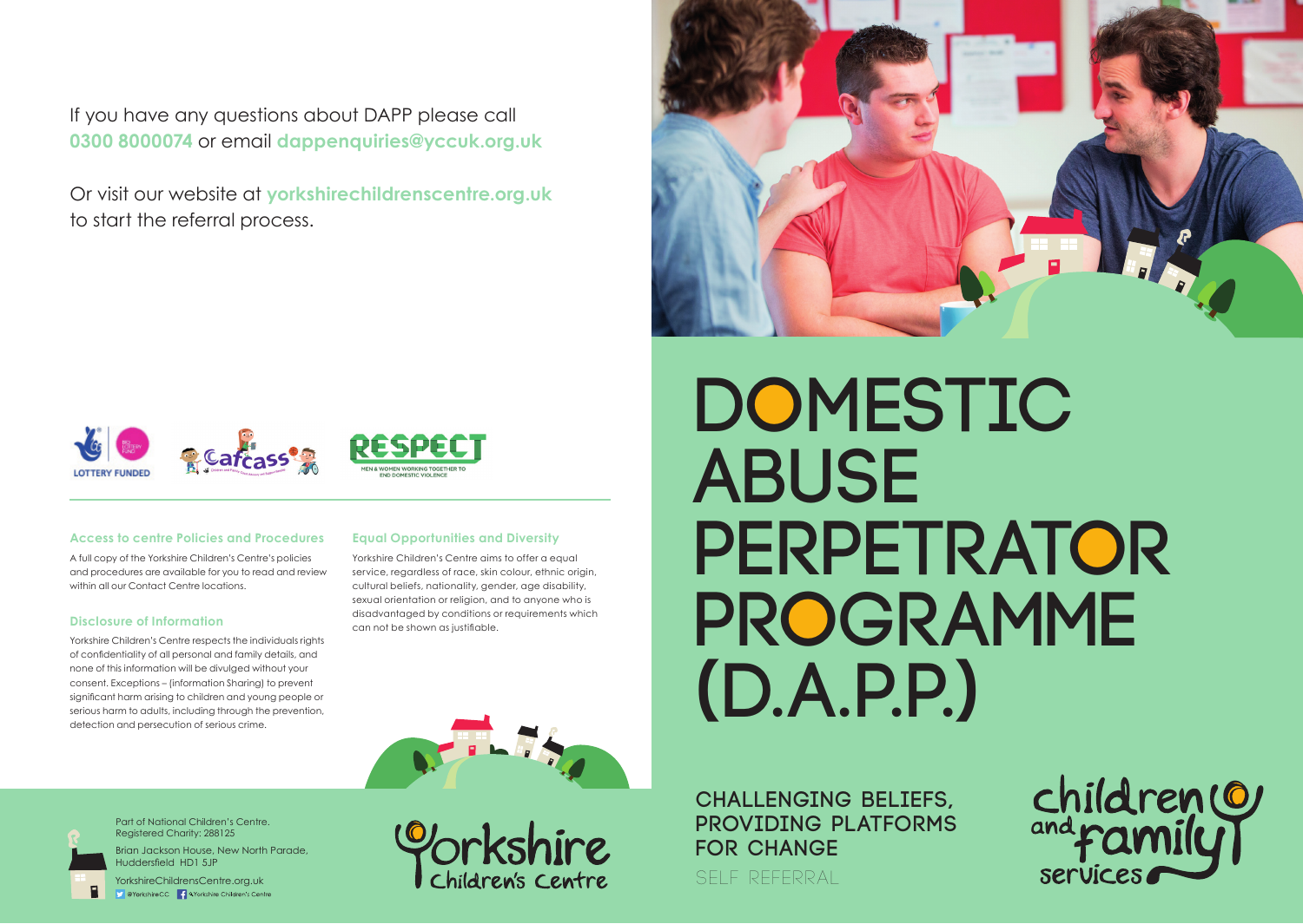If you have any questions about DAPP please call **0300 8000074** or email **dappenquiries@yccuk.org.uk**

Or visit our website at **yorkshirechildrenscentre.org.uk** to start the referral process.

LOTTERY FUNDED

Cafcass

RESPECT
MEN & WOMEN WORKING TOGETHER TO END DOMESTIC VIOLENCE

### Access to centre Policies and Procedures

A full copy of the Yorkshire Children's Centre's policies and procedures are available for you to read and review within all our Contact Centre locations.

### Disclosure of Information

Yorkshire Children's Centre respects the individuals rights of confidentiality of all personal and family details, and none of this information will be divulged without your consent. Exceptions – (information Sharing) to prevent significant harm arising to children and young people or serious harm to adults, including through the prevention, detection and persecution of serious crime.

### Equal Opportunities and Diversity

Yorkshire Children's Centre aims to offer a equal service, regardless of race, skin colour, ethnic origin, cultural beliefs, nationality, gender, age disability, sexual orientation or religion, and to anyone who is disadvantaged by conditions or requirements which can not be shown as justifiable.

Part of National Children's Centre.
Registered Charity: 288125

Brian Jackson House, New North Parade, Huddersfield HD1 5JP

YorkshireChildrensCentre.org.uk
@YorkshireCC Yorkshire Children's Centre

Yorkshire Children's Centre

# DOMESTIC ABUSE PERPETRATOR PROGRAMME (D.A.P.P.)

## CHALLENGING BELIEFS, PROVIDING PLATFORMS FOR CHANGE

SELF REFERRAL

children and family services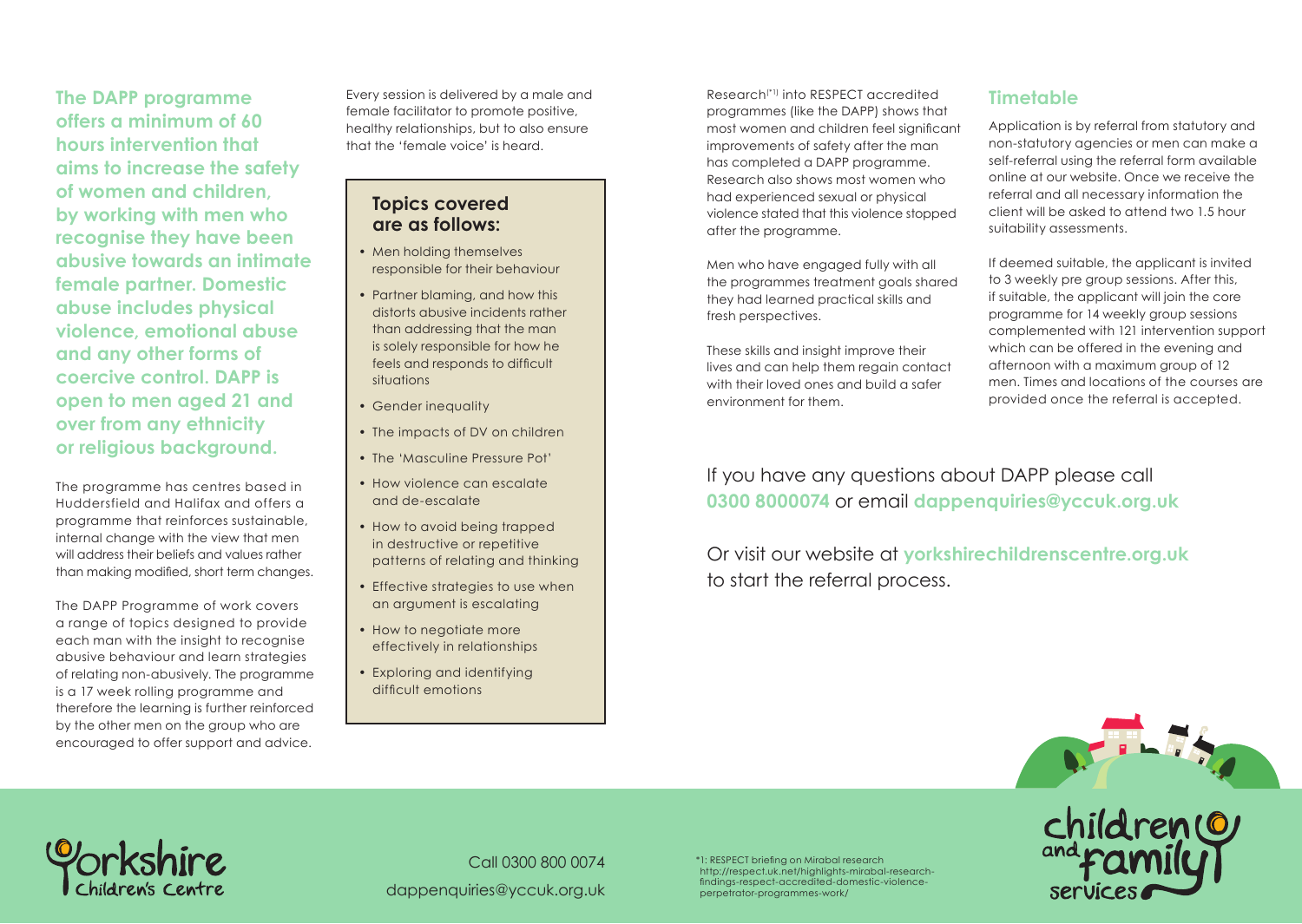**The DAPP programme offers a minimum of 60 hours intervention that aims to increase the safety of women and children, by working with men who recognise they have been abusive towards an intimate female partner. Domestic abuse includes physical violence, emotional abuse and any other forms of coercive control. DAPP is open to men aged 21 and over from any ethnicity or religious background.**

The programme has centres based in Huddersfield and Halifax and offers a programme that reinforces sustainable, internal change with the view that men will address their beliefs and values rather than making modified, short term changes.

The DAPP Programme of work covers a range of topics designed to provide each man with the insight to recognise abusive behaviour and learn strategies of relating non-abusively. The programme is a 17 week rolling programme and therefore the learning is further reinforced by the other men on the group who are encouraged to offer support and advice.

Every session is delivered by a male and female facilitator to promote positive, healthy relationships, but to also ensure that the 'female voice' is heard.

### Topics covered are as follows:

- Men holding themselves responsible for their behaviour
- Partner blaming, and how this distorts abusive incidents rather than addressing that the man is solely responsible for how he feels and responds to difficult situations
- Gender inequality
- The impacts of DV on children
- The 'Masculine Pressure Pot'
- How violence can escalate and de-escalate
- How to avoid being trapped in destructive or repetitive patterns of relating and thinking
- Effective strategies to use when an argument is escalating
- How to negotiate more effectively in relationships
- Exploring and identifying difficult emotions

Research[*1] into RESPECT accredited programmes (like the DAPP) shows that most women and children feel significant improvements of safety after the man has completed a DAPP programme. Research also shows most women who had experienced sexual or physical violence stated that this violence stopped after the programme.

Men who have engaged fully with all the programmes treatment goals shared they had learned practical skills and fresh perspectives.

These skills and insight improve their lives and can help them regain contact with their loved ones and build a safer environment for them.

## Timetable

Application is by referral from statutory and non-statutory agencies or men can make a self-referral using the referral form available online at our website. Once we receive the referral and all necessary information the client will be asked to attend two 1.5 hour suitability assessments.

If deemed suitable, the applicant is invited to 3 weekly pre group sessions. After this, if suitable, the applicant will join the core programme for 14 weekly group sessions complemented with 121 intervention support which can be offered in the evening and afternoon with a maximum group of 12 men. Times and locations of the courses are provided once the referral is accepted.

If you have any questions about DAPP please call **0300 8000074** or email **dappenquiries@yccuk.org.uk**

Or visit our website at **yorkshirechildrenscentre.org.uk** to start the referral process.

Yorkshire Children's Centre

Call 0300 800 0074

dappenquiries@yccuk.org.uk

*1: RESPECT briefing on Mirabal research http://respect.uk.net/highlights-mirabal-research-findings-respect-accredited-domestic-violence-perpetrator-programmes-work/

children and family services